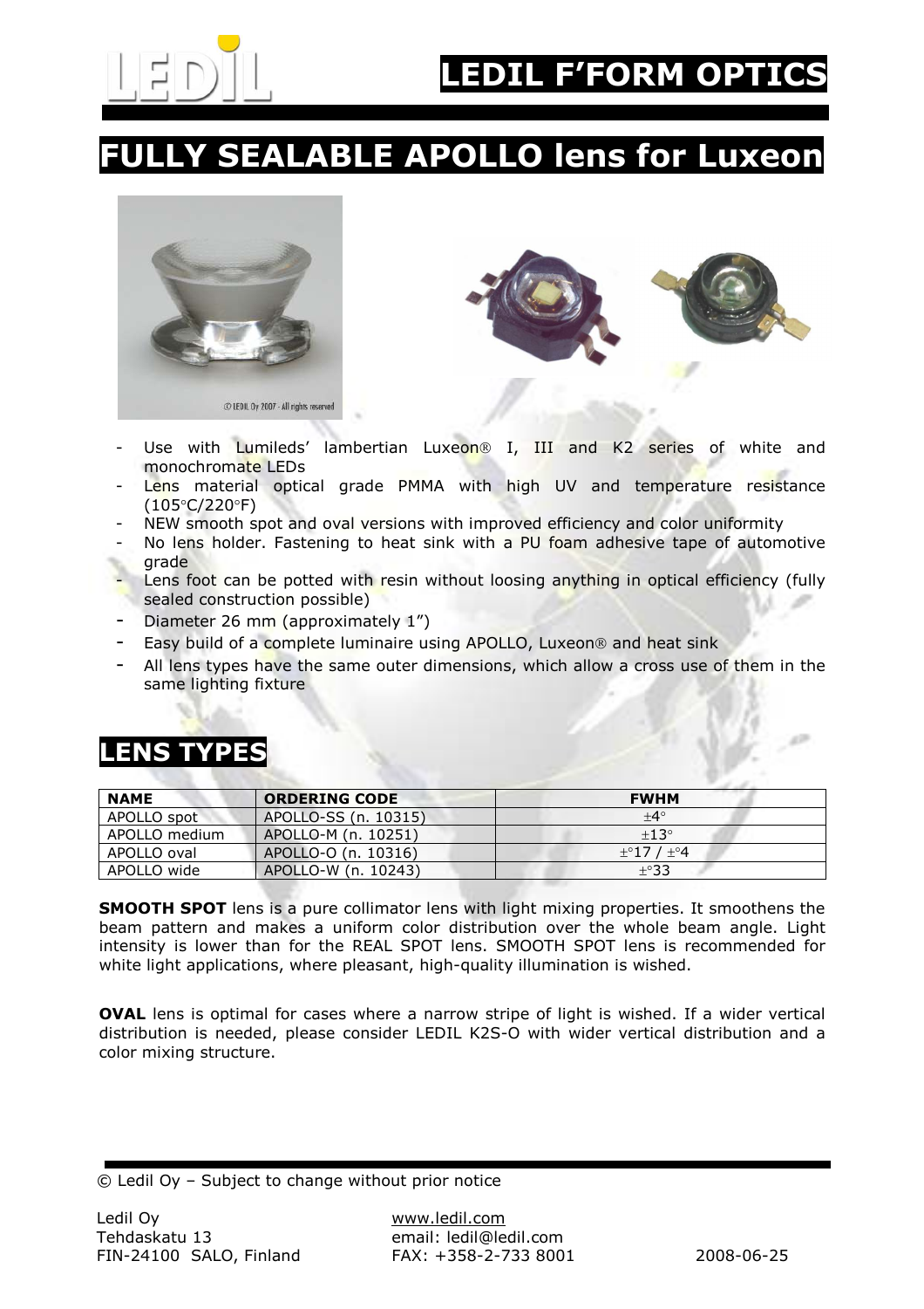# LEDIL F'FORM OPTICS

# FULLY SEALABLE APOLLO lens for Luxeon

- Use with Lumileds' lambertian Luxeon® I, III and K2 series of white and monochromate LEDs
- Lens material optical grade PMMA with high UV and temperature resistance (105°C/220°F)
- NEW smooth spot and oval versions with improved efficiency and color uniformity
- No lens holder. Fastening to heat sink with a PU foam adhesive tape of automotive grade
- Lens foot can be potted with resin without loosing anything in optical efficiency (fully sealed construction possible)
- Diameter 26 mm (approximately 1")
- Easy build of a complete luminaire using APOLLO, Luxeon® and heat sink
- All lens types have the same outer dimensions, which allow a cross use of them in the same lighting fixture

## LENS TYPES

| NAME | ORDERING CODE | FWHM |
|---|---|---|
| APOLLO spot | APOLLO-SS (n. 10315) | ±4° |
| APOLLO medium | APOLLO-M (n. 10251) | ±13° |
| APOLLO oval | APOLLO-O (n. 10316) | ±°17 / ±°4 |
| APOLLO wide | APOLLO-W (n. 10243) | ±°33 |

**SMOOTH SPOT** lens is a pure collimator lens with light mixing properties. It smoothens the beam pattern and makes a uniform color distribution over the whole beam angle. Light intensity is lower than for the REAL SPOT lens. SMOOTH SPOT lens is recommended for white light applications, where pleasant, high-quality illumination is wished.

**OVAL** lens is optimal for cases where a narrow stripe of light is wished. If a wider vertical distribution is needed, please consider LEDIL K2S-O with wider vertical distribution and a color mixing structure.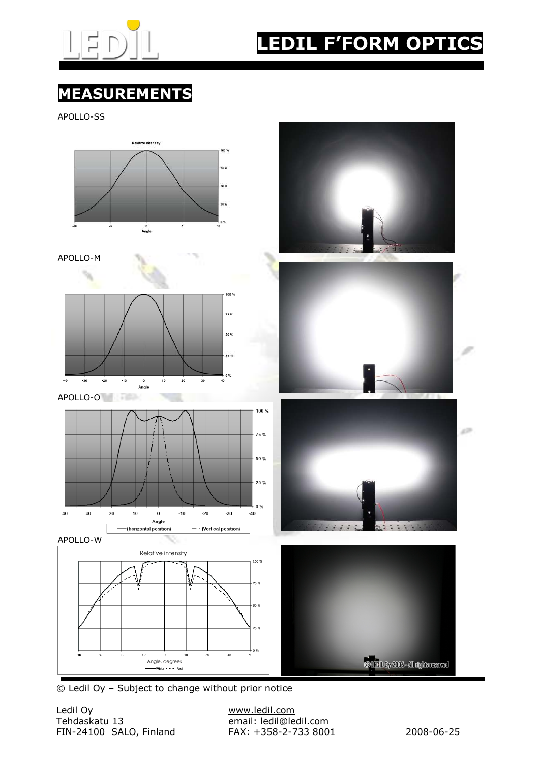# MEASUREMENTS

APOLLO-SS

APOLLO-M

APOLLO-O

APOLLO-W

© Ledil Oy – Subject to change without prior notice

Ledil Oy
Tehdaskatu 13
FIN-24100 SALO, Finland

www.ledil.com
email: ledil@ledil.com
FAX: +358-2-733 8001

2008-06-25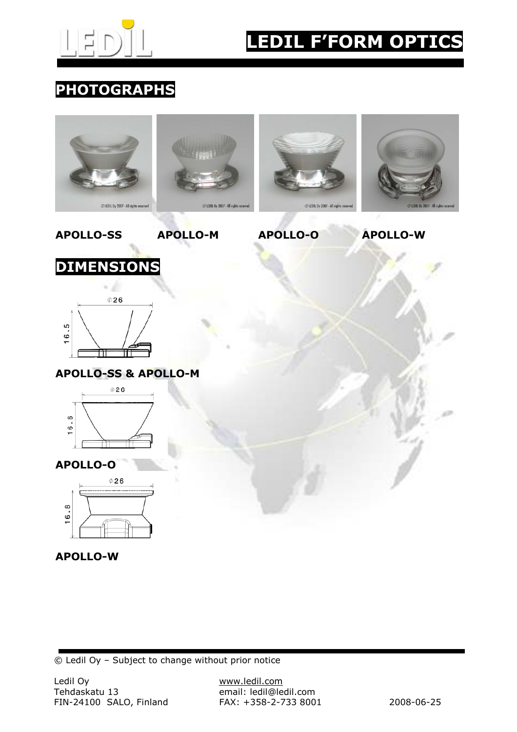# LEDIL F'FORM OPTICS

## PHOTOGRAPHS

APOLLO-SS APOLLO-M APOLLO-O APOLLO-W

## DIMENSIONS

Φ26

16.5

**APOLLO-SS & APOLLO-M**

Φ26

16.5

**APOLLO-O**

Φ26

16.8

**APOLLO-W**

© Ledil Oy – Subject to change without prior notice

Ledil Oy
Tehdaskatu 13
FIN-24100 SALO, Finland

www.ledil.com
email: ledil@ledil.com
FAX: +358-2-733 8001

2008-06-25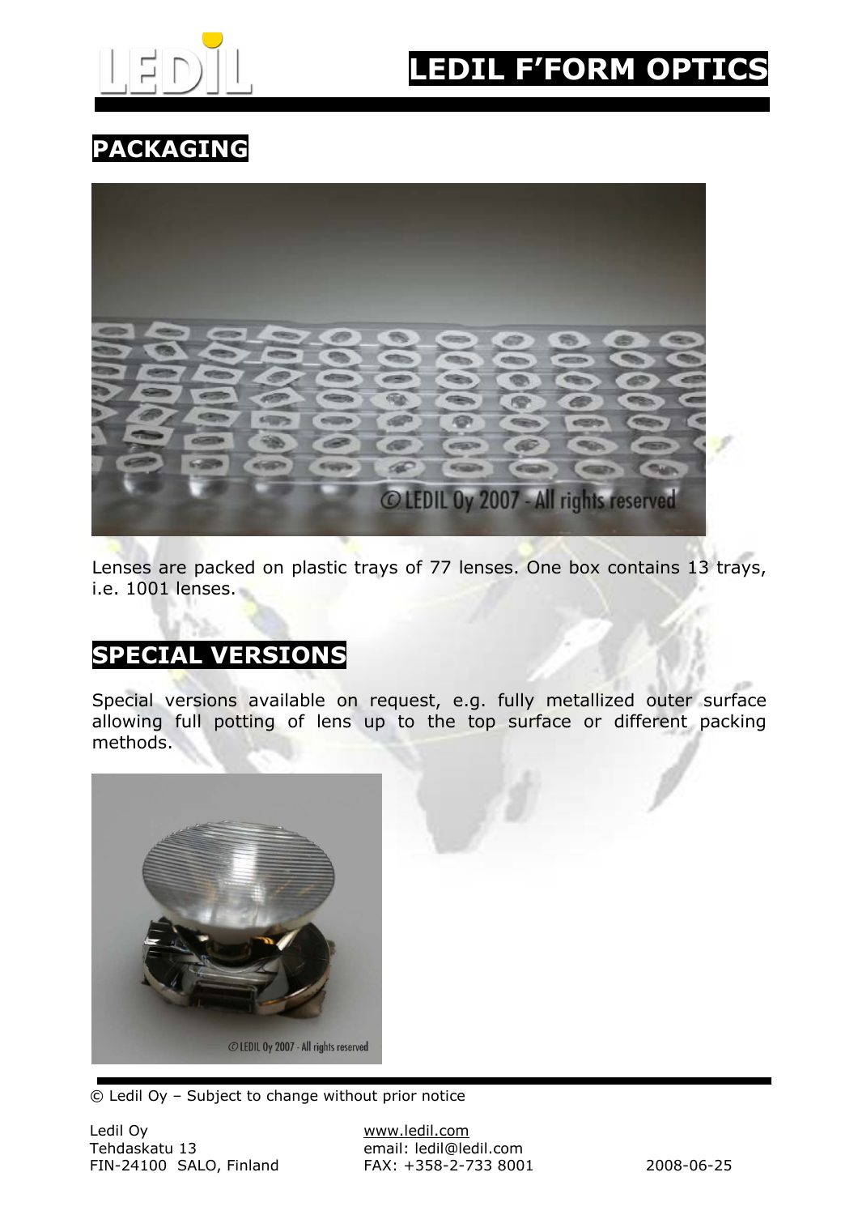## PACKAGING

Lenses are packed on plastic trays of 77 lenses. One box contains 13 trays, i.e. 1001 lenses.

## SPECIAL VERSIONS

Special versions available on request, e.g. fully metallized outer surface allowing full potting of lens up to the top surface or different packing methods.

© Ledil Oy – Subject to change without prior notice

Ledil Oy
Tehdaskatu 13
FIN-24100 SALO, Finland

www.ledil.com
email: ledil@ledil.com
FAX: +358-2-733 8001

2008-06-25